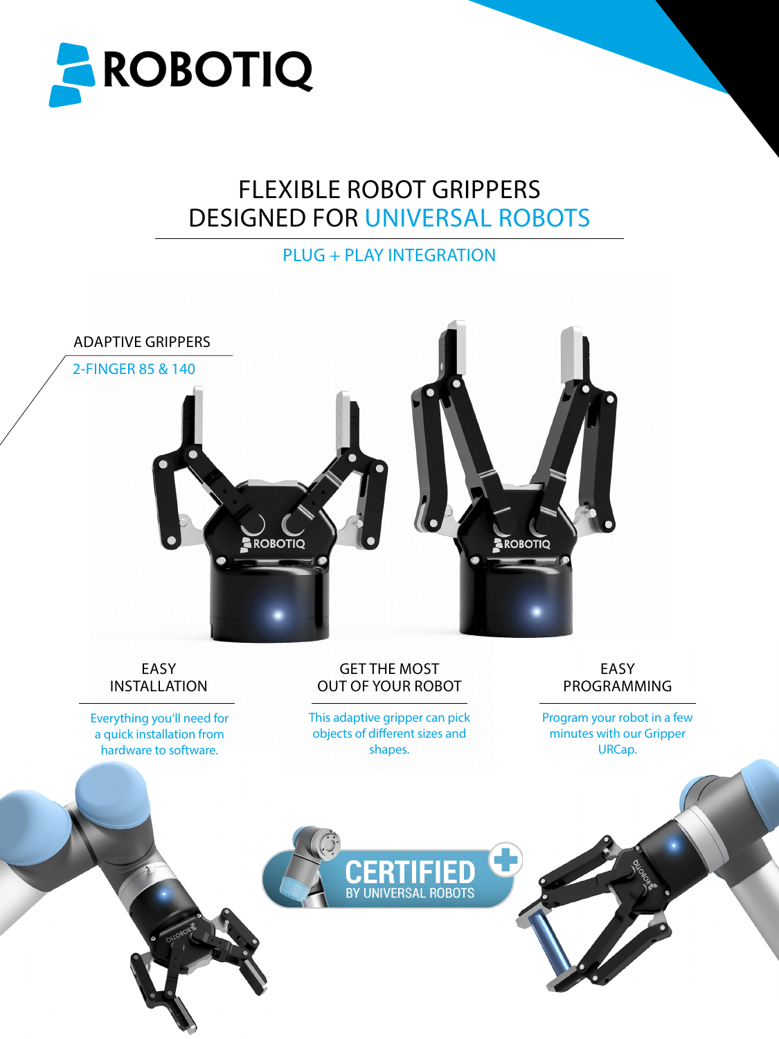# ROBOTIQ

## FLEXIBLE ROBOT GRIPPERS DESIGNED FOR UNIVERSAL ROBOTS

PLUG + PLAY INTEGRATION

### ADAPTIVE GRIPPERS

2-FINGER 85 & 140

### EASY INSTALLATION

Everything you'll need for a quick installation from hardware to software.

### GET THE MOST OUT OF YOUR ROBOT

This adaptive gripper can pick objects of different sizes and shapes.

### EASY PROGRAMMING

Program your robot in a few minutes with our Gripper URCap.

CERTIFIED BY UNIVERSAL ROBOTS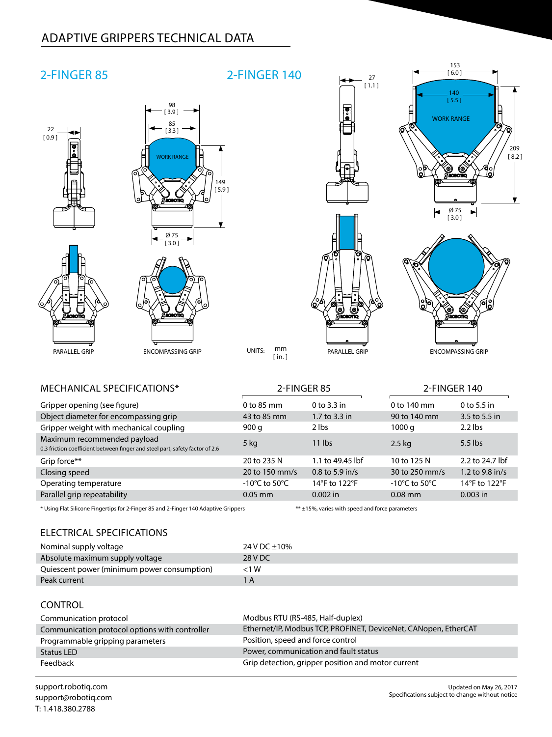# ADAPTIVE GRIPPERS TECHNICAL DATA

## 2-FINGER 85

22
[ 0.9 ]

98
[ 3.9 ]

85
[ 3.3 ]

WORK RANGE

149
[ 5.9 ]

Ø 75
[ 3.0 ]

PARALLEL GRIP

ENCOMPASSING GRIP

## 2-FINGER 140

27
[ 1.1 ]

153
[ 6.0 ]

140
[ 5.5 ]

WORK RANGE

209
[ 8.2 ]

Ø 75
[ 3.0 ]

PARALLEL GRIP

ENCOMPASSING GRIP

UNITS: mm
[ in. ]

## MECHANICAL SPECIFICATIONS*

| | 2-FINGER 85 | | 2-FINGER 140 | |
|---|---|---|---|---|
| Gripper opening (see figure) | 0 to 85 mm | 0 to 3.3 in | 0 to 140 mm | 0 to 5.5 in |
| Object diameter for encompassing grip | 43 to 85 mm | 1.7 to 3.3 in | 90 to 140 mm | 3.5 to 5.5 in |
| Gripper weight with mechanical coupling | 900 g | 2 lbs | 1000 g | 2.2 lbs |
| Maximum recommended payload<br>0.3 friction coefficient between finger and steel part, safety factor of 2.6 | 5 kg | 11 lbs | 2.5 kg | 5.5 lbs |
| Grip force** | 20 to 235 N | 1.1 to 49.45 lbf | 10 to 125 N | 2.2 to 24.7 lbf |
| Closing speed | 20 to 150 mm/s | 0.8 to 5.9 in/s | 30 to 250 mm/s | 1.2 to 9.8 in/s |
| Operating temperature | -10°C to 50°C | 14°F to 122°F | -10°C to 50°C | 14°F to 122°F |
| Parallel grip repeatability | 0.05 mm | 0.002 in | 0.08 mm | 0.003 in |

* Using Flat Silicone Fingertips for 2-Finger 85 and 2-Finger 140 Adaptive Grippers

** ±15%, varies with speed and force parameters

## ELECTRICAL SPECIFICATIONS

| | |
|---|---|
| Nominal supply voltage | 24 V DC ±10% |
| Absolute maximum supply voltage | 28 V DC |
| Quiescent power (minimum power consumption) | <1 W |
| Peak current | 1 A |

## CONTROL

| | |
|---|---|
| Communication protocol | Modbus RTU (RS-485, Half-duplex) |
| Communication protocol options with controller | Ethernet/IP, Modbus TCP, PROFINET, DeviceNet, CANopen, EtherCAT |
| Programmable gripping parameters | Position, speed and force control |
| Status LED | Power, communication and fault status |
| Feedback | Grip detection, gripper position and motor current |

support.robotiq.com
support@robotiq.com
T: 1.418.380.2788

Updated on May 26, 2017
Specifications subject to change without notice